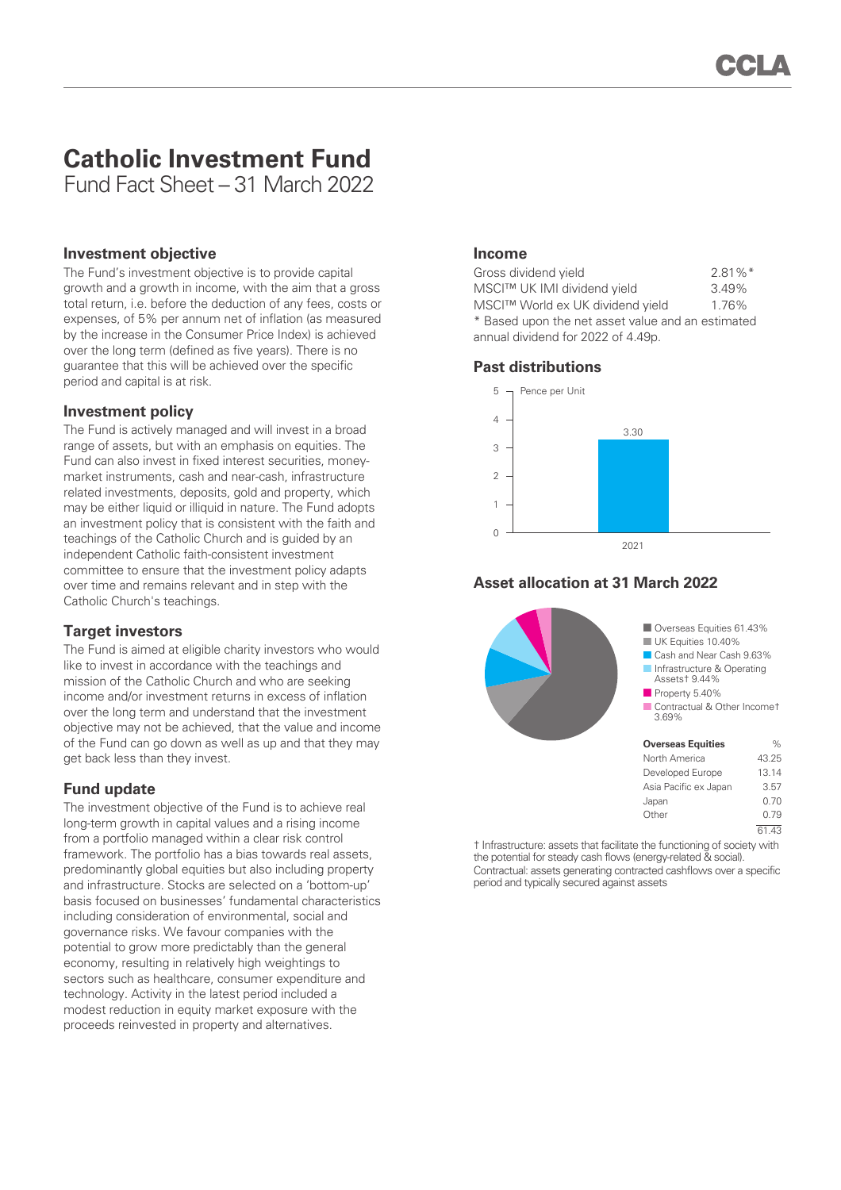# Catholic Investment Fund

Fund Fact Sheet – 31 March 2022

## Investment objective

The Fund's investment objective is to provide capital growth and a growth in income, with the aim that a gross total return, i.e. before the deduction of any fees, costs or expenses, of 5% per annum net of inflation (as measured by the increase in the Consumer Price Index) is achieved over the long term (defined as five years). There is no guarantee that this will be achieved over the specific period and capital is at risk.

## Investment policy

The Fund is actively managed and will invest in a broad range of assets, but with an emphasis on equities. The Fund can also invest in fixed interest securities, money-market instruments, cash and near-cash, infrastructure related investments, deposits, gold and property, which may be either liquid or illiquid in nature. The Fund adopts an investment policy that is consistent with the faith and teachings of the Catholic Church and is guided by an independent Catholic faith-consistent investment committee to ensure that the investment policy adapts over time and remains relevant and in step with the Catholic Church's teachings.

## Target investors

The Fund is aimed at eligible charity investors who would like to invest in accordance with the teachings and mission of the Catholic Church and who are seeking income and/or investment returns in excess of inflation over the long term and understand that the investment objective may not be achieved, that the value and income of the Fund can go down as well as up and that they may get back less than they invest.

## Fund update

The investment objective of the Fund is to achieve real long-term growth in capital values and a rising income from a portfolio managed within a clear risk control framework. The portfolio has a bias towards real assets, predominantly global equities but also including property and infrastructure. Stocks are selected on a 'bottom-up' basis focused on businesses' fundamental characteristics including consideration of environmental, social and governance risks. We favour companies with the potential to grow more predictably than the general economy, resulting in relatively high weightings to sectors such as healthcare, consumer expenditure and technology. Activity in the latest period included a modest reduction in equity market exposure with the proceeds reinvested in property and alternatives.

## Income

| | |
|---|---|
| Gross dividend yield | 2.81%* |
| MSCI™ UK IMI dividend yield | 3.49% |
| MSCI™ World ex UK dividend yield | 1.76% |

* Based upon the net asset value and an estimated annual dividend for 2022 of 4.49p.

## Past distributions

Pence per Unit

| Year | Pence per Unit |
|---|---|
| 2021 | 3.30 |

## Asset allocation at 31 March 2022

- Overseas Equities 61.43%
- UK Equities 10.40%
- Cash and Near Cash 9.63%
- Infrastructure & Operating Assets† 9.44%
- Property 5.40%
- Contractual & Other Income† 3.69%

| Overseas Equities | % |
|---|---|
| North America | 43.25 |
| Developed Europe | 13.14 |
| Asia Pacific ex Japan | 3.57 |
| Japan | 0.70 |
| Other | 0.79 |
| | 61.43 |

† Infrastructure: assets that facilitate the functioning of society with the potential for steady cash flows (energy-related & social). Contractual: assets generating contracted cashflows over a specific period and typically secured against assets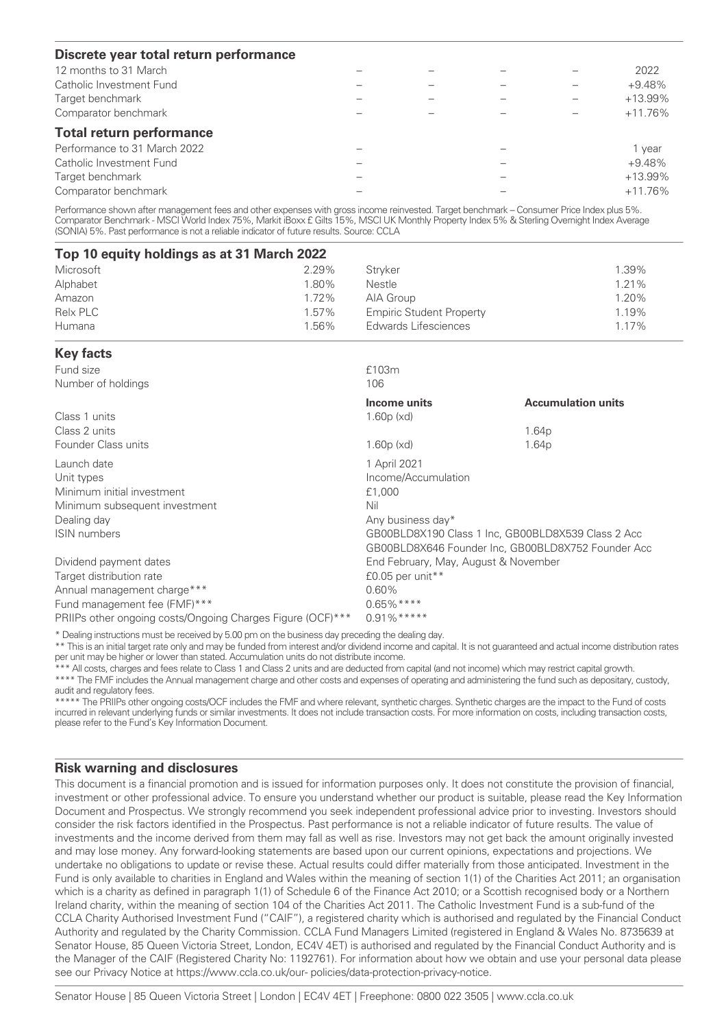## Discrete year total return performance

| 12 months to 31 March | – | – | – | – | 2022 |
|---|---|---|---|---|---|
| Catholic Investment Fund | – | – | – | – | +9.48% |
| Target benchmark | – | – | – | – | +13.99% |
| Comparator benchmark | – | – | – | – | +11.76% |

## Total return performance

| Performance to 31 March 2022 | – | – | 1 year |
|---|---|---|---|
| Catholic Investment Fund | – | – | +9.48% |
| Target benchmark | – | – | +13.99% |
| Comparator benchmark | – | – | +11.76% |

Performance shown after management fees and other expenses with gross income reinvested. Target benchmark – Consumer Price Index plus 5%. Comparator Benchmark - MSCI World Index 75%, Markit iBoxx £ Gilts 15%, MSCI UK Monthly Property Index 5% & Sterling Overnight Index Average (SONIA) 5%. Past performance is not a reliable indicator of future results. Source: CCLA

## Top 10 equity holdings as at 31 March 2022

| | | | |
|---|---|---|---|
| Microsoft | 2.29% | Stryker | 1.39% |
| Alphabet | 1.80% | Nestle | 1.21% |
| Amazon | 1.72% | AIA Group | 1.20% |
| Relx PLC | 1.57% | Empiric Student Property | 1.19% |
| Humana | 1.56% | Edwards Lifesciences | 1.17% |

## Key facts

| | | |
|---|---|---|
| Fund size | £103m | |
| Number of holdings | 106 | |
| | **Income units** | **Accumulation units** |
| Class 1 units | 1.60p (xd) | |
| Class 2 units | | 1.64p |
| Founder Class units | 1.60p (xd) | 1.64p |
| Launch date | 1 April 2021 | |
| Unit types | Income/Accumulation | |
| Minimum initial investment | £1,000 | |
| Minimum subsequent investment | Nil | |
| Dealing day | Any business day* | |
| ISIN numbers | GB00BLD8X190 Class 1 Inc, GB00BLD8X539 Class 2 Acc<br>GB00BLD8X646 Founder Inc, GB00BLD8X752 Founder Acc | |
| Dividend payment dates | End February, May, August & November | |
| Target distribution rate | £0.05 per unit** | |
| Annual management charge*** | 0.60% | |
| Fund management fee (FMF)*** | 0.65%**** | |
| PRIIPs other ongoing costs/Ongoing Charges Figure (OCF)*** | 0.91%***** | |

* Dealing instructions must be received by 5.00 pm on the business day preceding the dealing day.

** This is an initial target rate only and may be funded from interest and/or dividend income and capital. It is not guaranteed and actual income distribution rates per unit may be higher or lower than stated. Accumulation units do not distribute income.

*** All costs, charges and fees relate to Class 1 and Class 2 units and are deducted from capital (and not income) which may restrict capital growth.

**** The FMF includes the Annual management charge and other costs and expenses of operating and administering the fund such as depositary, custody, audit and regulatory fees.

***** The PRIIPs other ongoing costs/OCF includes the FMF and where relevant, synthetic charges. Synthetic charges are the impact to the Fund of costs incurred in relevant underlying funds or similar investments. It does not include transaction costs. For more information on costs, including transaction costs, please refer to the Fund's Key Information Document.

## Risk warning and disclosures

This document is a financial promotion and is issued for information purposes only. It does not constitute the provision of financial, investment or other professional advice. To ensure you understand whether our product is suitable, please read the Key Information Document and Prospectus. We strongly recommend you seek independent professional advice prior to investing. Investors should consider the risk factors identified in the Prospectus. Past performance is not a reliable indicator of future results. The value of investments and the income derived from them may fall as well as rise. Investors may not get back the amount originally invested and may lose money. Any forward-looking statements are based upon our current opinions, expectations and projections. We undertake no obligations to update or revise these. Actual results could differ materially from those anticipated. Investment in the Fund is only available to charities in England and Wales within the meaning of section 1(1) of the Charities Act 2011; an organisation which is a charity as defined in paragraph 1(1) of Schedule 6 of the Finance Act 2010; or a Scottish recognised body or a Northern Ireland charity, within the meaning of section 104 of the Charities Act 2011. The Catholic Investment Fund is a sub-fund of the CCLA Charity Authorised Investment Fund ("CAIF"), a registered charity which is authorised and regulated by the Financial Conduct Authority and regulated by the Charity Commission. CCLA Fund Managers Limited (registered in England & Wales No. 8735639 at Senator House, 85 Queen Victoria Street, London, EC4V 4ET) is authorised and regulated by the Financial Conduct Authority and is the Manager of the CAIF (Registered Charity No: 1192761). For information about how we obtain and use your personal data please see our Privacy Notice at https://www.ccla.co.uk/our- policies/data-protection-privacy-notice.

Senator House | 85 Queen Victoria Street | London | EC4V 4ET | Freephone: 0800 022 3505 | www.ccla.co.uk